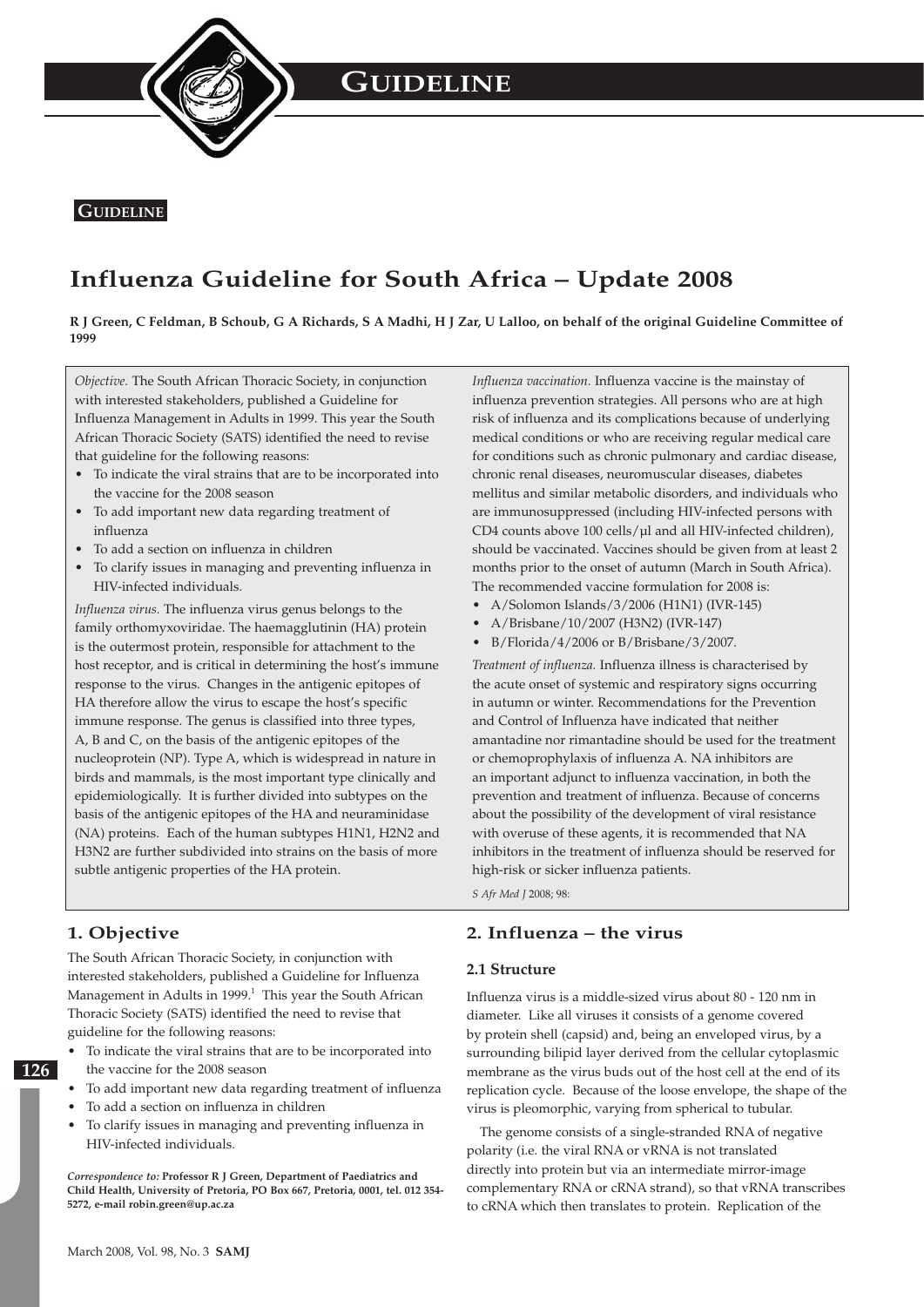GUIDELINE

# Influenza Guideline for South Africa – Update 2008

**R J Green, C Feldman, B Schoub, G A Richards, S A Madhi, H J Zar, U Lalloo, on behalf of the original Guideline Committee of 1999**

*Objective.* The South African Thoracic Society, in conjunction with interested stakeholders, published a Guideline for Influenza Management in Adults in 1999. This year the South African Thoracic Society (SATS) identified the need to revise that guideline for the following reasons:

- To indicate the viral strains that are to be incorporated into the vaccine for the 2008 season
- To add important new data regarding treatment of influenza
- To add a section on influenza in children
- To clarify issues in managing and preventing influenza in HIV-infected individuals.

*Influenza virus.* The influenza virus genus belongs to the family orthomyxoviridae. The haemagglutinin (HA) protein is the outermost protein, responsible for attachment to the host receptor, and is critical in determining the host's immune response to the virus. Changes in the antigenic epitopes of HA therefore allow the virus to escape the host's specific immune response. The genus is classified into three types, A, B and C, on the basis of the antigenic epitopes of the nucleoprotein (NP). Type A, which is widespread in nature in birds and mammals, is the most important type clinically and epidemiologically. It is further divided into subtypes on the basis of the antigenic epitopes of the HA and neuraminidase (NA) proteins. Each of the human subtypes H1N1, H2N2 and H3N2 are further subdivided into strains on the basis of more subtle antigenic properties of the HA protein.

*Influenza vaccination.* Influenza vaccine is the mainstay of influenza prevention strategies. All persons who are at high risk of influenza and its complications because of underlying medical conditions or who are receiving regular medical care for conditions such as chronic pulmonary and cardiac disease, chronic renal diseases, neuromuscular diseases, diabetes mellitus and similar metabolic disorders, and individuals who are immunosuppressed (including HIV-infected persons with CD4 counts above 100 cells/µl and all HIV-infected children), should be vaccinated. Vaccines should be given from at least 2 months prior to the onset of autumn (March in South Africa). The recommended vaccine formulation for 2008 is:

- A/Solomon Islands/3/2006 (H1N1) (IVR-145)
- A/Brisbane/10/2007 (H3N2) (IVR-147)
- B/Florida/4/2006 or B/Brisbane/3/2007.

*Treatment of influenza.* Influenza illness is characterised by the acute onset of systemic and respiratory signs occurring in autumn or winter. Recommendations for the Prevention and Control of Influenza have indicated that neither amantadine nor rimantadine should be used for the treatment or chemoprophylaxis of influenza A. NA inhibitors are an important adjunct to influenza vaccination, in both the prevention and treatment of influenza. Because of concerns about the possibility of the development of viral resistance with overuse of these agents, it is recommended that NA inhibitors in the treatment of influenza should be reserved for high-risk or sicker influenza patients.

*S Afr Med J* 2008; 98:

## 1. Objective

The South African Thoracic Society, in conjunction with interested stakeholders, published a Guideline for Influenza Management in Adults in 1999.[1] This year the South African Thoracic Society (SATS) identified the need to revise that guideline for the following reasons:

- To indicate the viral strains that are to be incorporated into the vaccine for the 2008 season
- To add important new data regarding treatment of influenza
- To add a section on influenza in children
- To clarify issues in managing and preventing influenza in HIV-infected individuals.

*Correspondence to:* **Professor R J Green, Department of Paediatrics and Child Health, University of Pretoria, PO Box 667, Pretoria, 0001, tel. 012 354-5272, e-mail robin.green@up.ac.za**

## 2. Influenza – the virus

### 2.1 Structure

Influenza virus is a middle-sized virus about 80 - 120 nm in diameter. Like all viruses it consists of a genome covered by protein shell (capsid) and, being an enveloped virus, by a surrounding bilipid layer derived from the cellular cytoplasmic membrane as the virus buds out of the host cell at the end of its replication cycle. Because of the loose envelope, the shape of the virus is pleomorphic, varying from spherical to tubular.

The genome consists of a single-stranded RNA of negative polarity (i.e. the viral RNA or vRNA is not translated directly into protein but via an intermediate mirror-image complementary RNA or cRNA strand), so that vRNA transcribes to cRNA which then translates to protein. Replication of the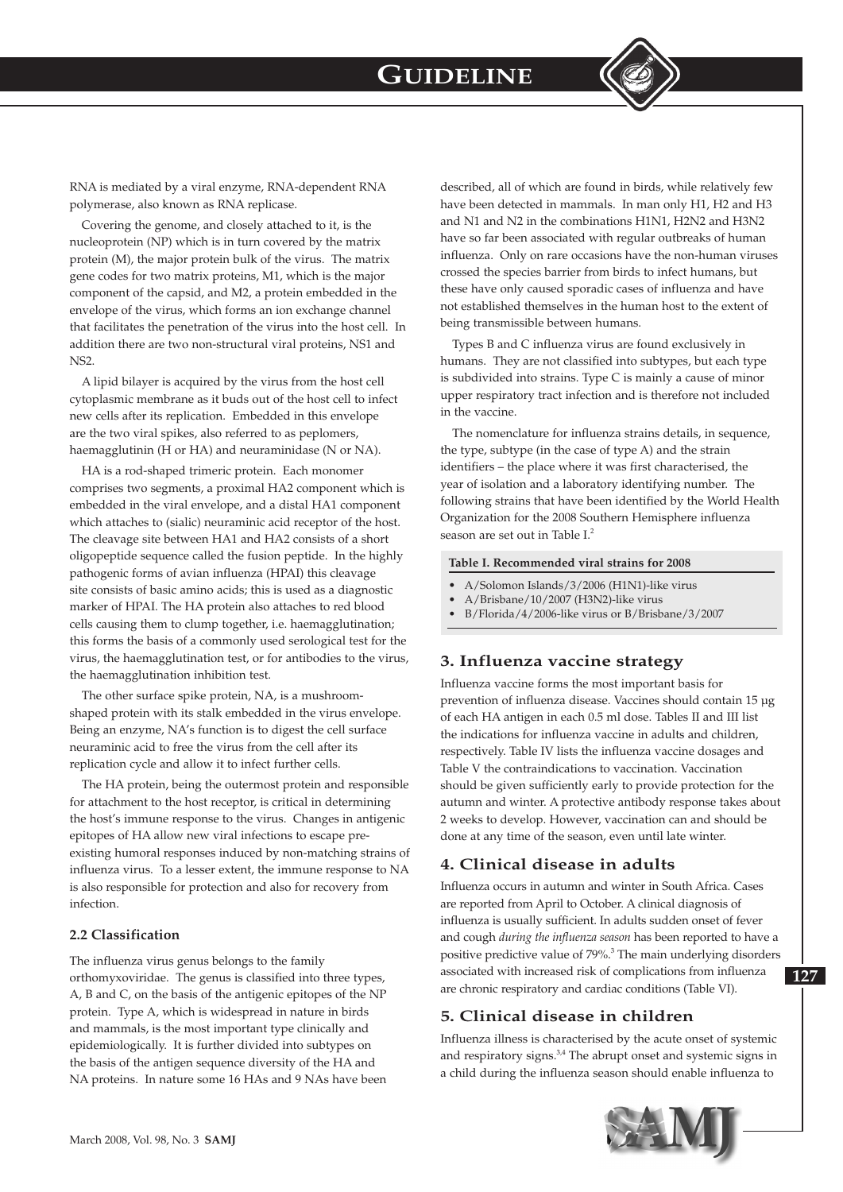RNA is mediated by a viral enzyme, RNA-dependent RNA polymerase, also known as RNA replicase.

Covering the genome, and closely attached to it, is the nucleoprotein (NP) which is in turn covered by the matrix protein (M), the major protein bulk of the virus. The matrix gene codes for two matrix proteins, M1, which is the major component of the capsid, and M2, a protein embedded in the envelope of the virus, which forms an ion exchange channel that facilitates the penetration of the virus into the host cell. In addition there are two non-structural viral proteins, NS1 and NS2.

A lipid bilayer is acquired by the virus from the host cell cytoplasmic membrane as it buds out of the host cell to infect new cells after its replication. Embedded in this envelope are the two viral spikes, also referred to as peplomers, haemagglutinin (H or HA) and neuraminidase (N or NA).

HA is a rod-shaped trimeric protein. Each monomer comprises two segments, a proximal HA2 component which is embedded in the viral envelope, and a distal HA1 component which attaches to (sialic) neuraminic acid receptor of the host. The cleavage site between HA1 and HA2 consists of a short oligopeptide sequence called the fusion peptide. In the highly pathogenic forms of avian influenza (HPAI) this cleavage site consists of basic amino acids; this is used as a diagnostic marker of HPAI. The HA protein also attaches to red blood cells causing them to clump together, i.e. haemagglutination; this forms the basis of a commonly used serological test for the virus, the haemagglutination test, or for antibodies to the virus, the haemagglutination inhibition test.

The other surface spike protein, NA, is a mushroom-shaped protein with its stalk embedded in the virus envelope. Being an enzyme, NA's function is to digest the cell surface neuraminic acid to free the virus from the cell after its replication cycle and allow it to infect further cells.

The HA protein, being the outermost protein and responsible for attachment to the host receptor, is critical in determining the host's immune response to the virus. Changes in antigenic epitopes of HA allow new viral infections to escape pre-existing humoral responses induced by non-matching strains of influenza virus. To a lesser extent, the immune response to NA is also responsible for protection and also for recovery from infection.

### 2.2 Classification

The influenza virus genus belongs to the family orthomyxoviridae. The genus is classified into three types, A, B and C, on the basis of the antigenic epitopes of the NP protein. Type A, which is widespread in nature in birds and mammals, is the most important type clinically and epidemiologically. It is further divided into subtypes on the basis of the antigen sequence diversity of the HA and NA proteins. In nature some 16 HAs and 9 NAs have been described, all of which are found in birds, while relatively few have been detected in mammals. In man only H1, H2 and H3 and N1 and N2 in the combinations H1N1, H2N2 and H3N2 have so far been associated with regular outbreaks of human influenza. Only on rare occasions have the non-human viruses crossed the species barrier from birds to infect humans, but these have only caused sporadic cases of influenza and have not established themselves in the human host to the extent of being transmissible between humans.

Types B and C influenza virus are found exclusively in humans. They are not classified into subtypes, but each type is subdivided into strains. Type C is mainly a cause of minor upper respiratory tract infection and is therefore not included in the vaccine.

The nomenclature for influenza strains details, in sequence, the type, subtype (in the case of type A) and the strain identifiers – the place where it was first characterised, the year of isolation and a laboratory identifying number. The following strains that have been identified by the World Health Organization for the 2008 Southern Hemisphere influenza season are set out in Table I.[2]

**Table I. Recommended viral strains for 2008**

- A/Solomon Islands/3/2006 (H1N1)-like virus
- A/Brisbane/10/2007 (H3N2)-like virus
- B/Florida/4/2006-like virus or B/Brisbane/3/2007

## 3. Influenza vaccine strategy

Influenza vaccine forms the most important basis for prevention of influenza disease. Vaccines should contain 15 µg of each HA antigen in each 0.5 ml dose. Tables II and III list the indications for influenza vaccine in adults and children, respectively. Table IV lists the influenza vaccine dosages and Table V the contraindications to vaccination. Vaccination should be given sufficiently early to provide protection for the autumn and winter. A protective antibody response takes about 2 weeks to develop. However, vaccination can and should be done at any time of the season, even until late winter.

## 4. Clinical disease in adults

Influenza occurs in autumn and winter in South Africa. Cases are reported from April to October. A clinical diagnosis of influenza is usually sufficient. In adults sudden onset of fever and cough *during the influenza season* has been reported to have a positive predictive value of 79%.[3] The main underlying disorders associated with increased risk of complications from influenza are chronic respiratory and cardiac conditions (Table VI).

## 5. Clinical disease in children

Influenza illness is characterised by the acute onset of systemic and respiratory signs.[3,4] The abrupt onset and systemic signs in a child during the influenza season should enable influenza to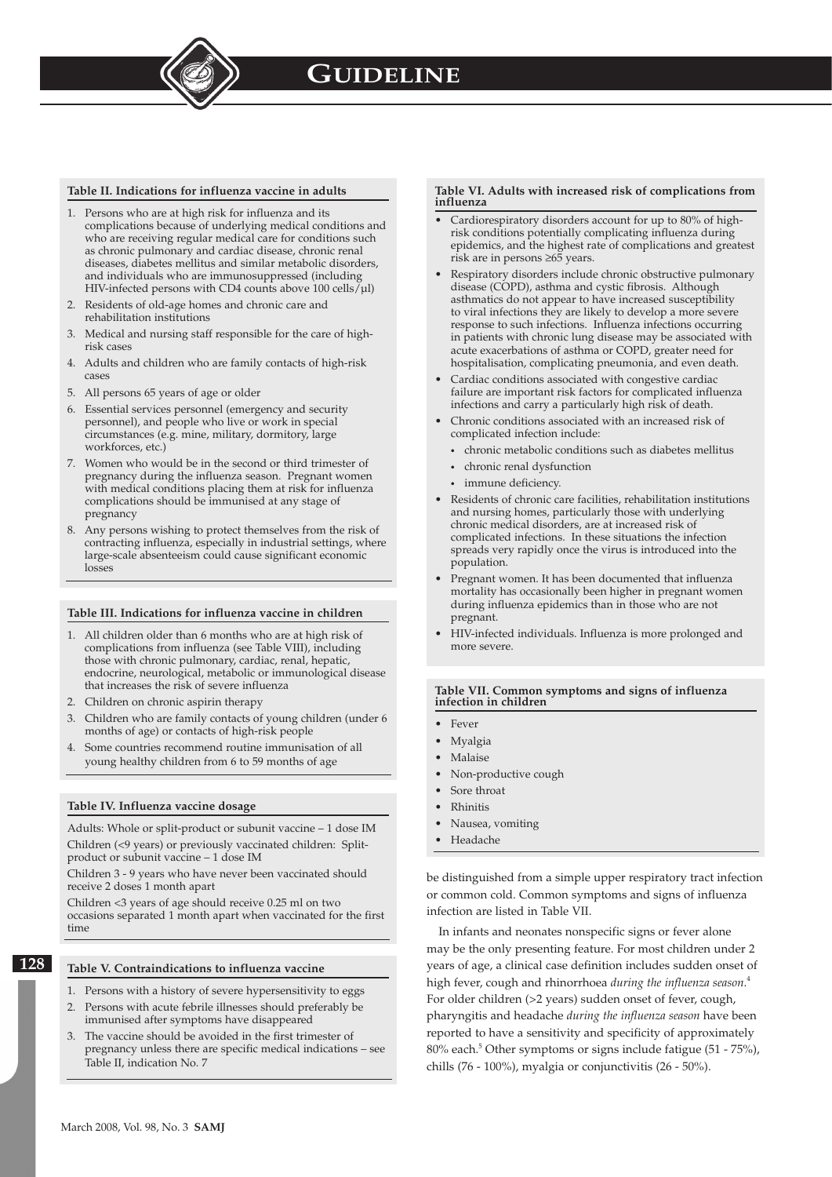**Table II. Indications for influenza vaccine in adults**

1. Persons who are at high risk for influenza and its complications because of underlying medical conditions and who are receiving regular medical care for conditions such as chronic pulmonary and cardiac disease, chronic renal diseases, diabetes mellitus and similar metabolic disorders, and individuals who are immunosuppressed (including HIV-infected persons with CD4 counts above 100 cells/µl)
2. Residents of old-age homes and chronic care and rehabilitation institutions
3. Medical and nursing staff responsible for the care of high-risk cases
4. Adults and children who are family contacts of high-risk cases
5. All persons 65 years of age or older
6. Essential services personnel (emergency and security personnel), and people who live or work in special circumstances (e.g. mine, military, dormitory, large workforces, etc.)
7. Women who would be in the second or third trimester of pregnancy during the influenza season. Pregnant women with medical conditions placing them at risk for influenza complications should be immunised at any stage of pregnancy
8. Any persons wishing to protect themselves from the risk of contracting influenza, especially in industrial settings, where large-scale absenteeism could cause significant economic losses

**Table III. Indications for influenza vaccine in children**

1. All children older than 6 months who are at high risk of complications from influenza (see Table VIII), including those with chronic pulmonary, cardiac, renal, hepatic, endocrine, neurological, metabolic or immunological disease that increases the risk of severe influenza
2. Children on chronic aspirin therapy
3. Children who are family contacts of young children (under 6 months of age) or contacts of high-risk people
4. Some countries recommend routine immunisation of all young healthy children from 6 to 59 months of age

**Table IV. Influenza vaccine dosage**

Adults: Whole or split-product or subunit vaccine – 1 dose IM

Children (<9 years) or previously vaccinated children: Split-product or subunit vaccine – 1 dose IM

Children 3 - 9 years who have never been vaccinated should receive 2 doses 1 month apart

Children <3 years of age should receive 0.25 ml on two occasions separated 1 month apart when vaccinated for the first time

**Table V. Contraindications to influenza vaccine**

1. Persons with a history of severe hypersensitivity to eggs
2. Persons with acute febrile illnesses should preferably be immunised after symptoms have disappeared
3. The vaccine should be avoided in the first trimester of pregnancy unless there are specific medical indications – see Table II, indication No. 7

**Table VI. Adults with increased risk of complications from influenza**

- Cardiorespiratory disorders account for up to 80% of high-risk conditions potentially complicating influenza during epidemics, and the highest rate of complications and greatest risk are in persons ≥65 years.
- Respiratory disorders include chronic obstructive pulmonary disease (COPD), asthma and cystic fibrosis. Although asthmatics do not appear to have increased susceptibility to viral infections they are likely to develop a more severe response to such infections. Influenza infections occurring in patients with chronic lung disease may be associated with acute exacerbations of asthma or COPD, greater need for hospitalisation, complicating pneumonia, and even death.
- Cardiac conditions associated with congestive cardiac failure are important risk factors for complicated influenza infections and carry a particularly high risk of death.
- Chronic conditions associated with an increased risk of complicated infection include:
  - chronic metabolic conditions such as diabetes mellitus
  - chronic renal dysfunction
  - immune deficiency.
- Residents of chronic care facilities, rehabilitation institutions and nursing homes, particularly those with underlying chronic medical disorders, are at increased risk of complicated infections. In these situations the infection spreads very rapidly once the virus is introduced into the population.
- Pregnant women. It has been documented that influenza mortality has occasionally been higher in pregnant women during influenza epidemics than in those who are not pregnant.
- HIV-infected individuals. Influenza is more prolonged and more severe.

**Table VII. Common symptoms and signs of influenza infection in children**

- Fever
- Myalgia
- Malaise
- Non-productive cough
- Sore throat
- Rhinitis
- Nausea, vomiting
- Headache

be distinguished from a simple upper respiratory tract infection or common cold. Common symptoms and signs of influenza infection are listed in Table VII.

In infants and neonates nonspecific signs or fever alone may be the only presenting feature. For most children under 2 years of age, a clinical case definition includes sudden onset of high fever, cough and rhinorrhoea *during the influenza season*.[4] For older children (>2 years) sudden onset of fever, cough, pharyngitis and headache *during the influenza season* have been reported to have a sensitivity and specificity of approximately 80% each.[5] Other symptoms or signs include fatigue (51 - 75%), chills (76 - 100%), myalgia or conjunctivitis (26 - 50%).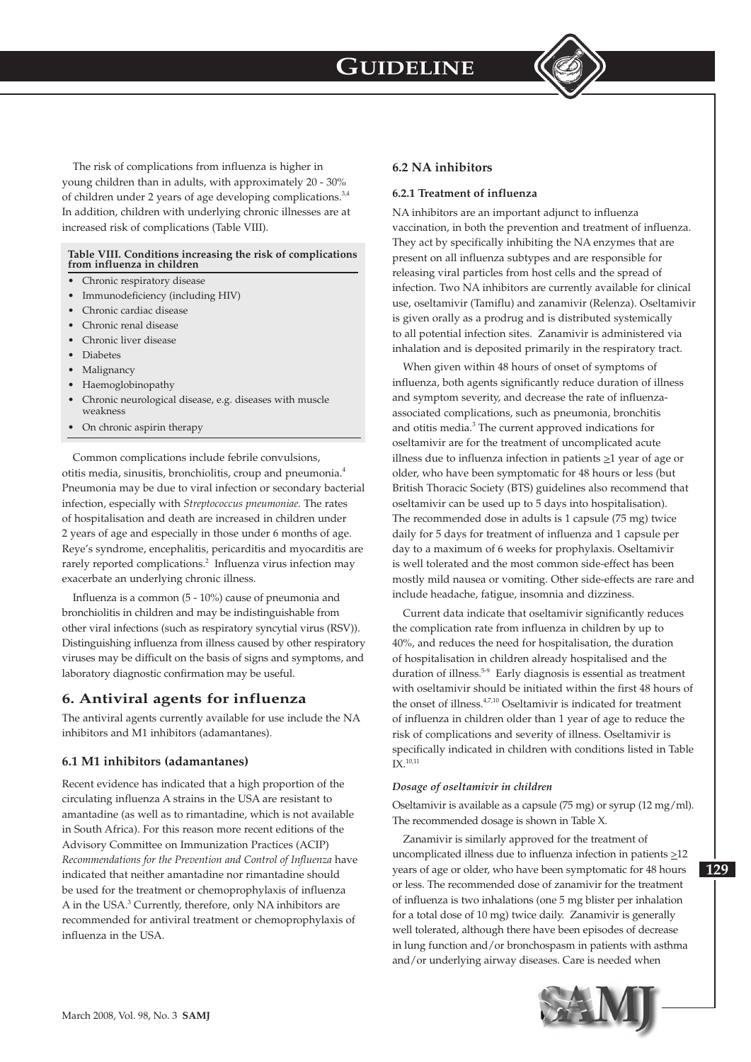The risk of complications from influenza is higher in young children than in adults, with approximately 20 - 30% of children under 2 years of age developing complications.[3,4] In addition, children with underlying chronic illnesses are at increased risk of complications (Table VIII).

**Table VIII. Conditions increasing the risk of complications from influenza in children**

- Chronic respiratory disease
- Immunodeficiency (including HIV)
- Chronic cardiac disease
- Chronic renal disease
- Chronic liver disease
- Diabetes
- Malignancy
- Haemoglobinopathy
- Chronic neurological disease, e.g. diseases with muscle weakness
- On chronic aspirin therapy

Common complications include febrile convulsions, otitis media, sinusitis, bronchiolitis, croup and pneumonia.[4] Pneumonia may be due to viral infection or secondary bacterial infection, especially with *Streptococcus pneumoniae.* The rates of hospitalisation and death are increased in children under 2 years of age and especially in those under 6 months of age. Reye's syndrome, encephalitis, pericarditis and myocarditis are rarely reported complications.[2] Influenza virus infection may exacerbate an underlying chronic illness.

Influenza is a common (5 - 10%) cause of pneumonia and bronchiolitis in children and may be indistinguishable from other viral infections (such as respiratory syncytial virus (RSV)). Distinguishing influenza from illness caused by other respiratory viruses may be difficult on the basis of signs and symptoms, and laboratory diagnostic confirmation may be useful.

## 6. Antiviral agents for influenza

The antiviral agents currently available for use include the NA inhibitors and M1 inhibitors (adamantanes).

### 6.1 M1 inhibitors (adamantanes)

Recent evidence has indicated that a high proportion of the circulating influenza A strains in the USA are resistant to amantadine (as well as to rimantadine, which is not available in South Africa). For this reason more recent editions of the Advisory Committee on Immunization Practices (ACIP) *Recommendations for the Prevention and Control of Influenza* have indicated that neither amantadine nor rimantadine should be used for the treatment or chemoprophylaxis of influenza A in the USA.[3] Currently, therefore, only NA inhibitors are recommended for antiviral treatment or chemoprophylaxis of influenza in the USA.

### 6.2 NA inhibitors

#### 6.2.1 Treatment of influenza

NA inhibitors are an important adjunct to influenza vaccination, in both the prevention and treatment of influenza. They act by specifically inhibiting the NA enzymes that are present on all influenza subtypes and are responsible for releasing viral particles from host cells and the spread of infection. Two NA inhibitors are currently available for clinical use, oseltamivir (Tamiflu) and zanamivir (Relenza). Oseltamivir is given orally as a prodrug and is distributed systemically to all potential infection sites. Zanamivir is administered via inhalation and is deposited primarily in the respiratory tract.

When given within 48 hours of onset of symptoms of influenza, both agents significantly reduce duration of illness and symptom severity, and decrease the rate of influenza-associated complications, such as pneumonia, bronchitis and otitis media.[3] The current approved indications for oseltamivir are for the treatment of uncomplicated acute illness due to influenza infection in patients ≥1 year of age or older, who have been symptomatic for 48 hours or less (but British Thoracic Society (BTS) guidelines also recommend that oseltamivir can be used up to 5 days into hospitalisation). The recommended dose in adults is 1 capsule (75 mg) twice daily for 5 days for treatment of influenza and 1 capsule per day to a maximum of 6 weeks for prophylaxis. Oseltamivir is well tolerated and the most common side-effect has been mostly mild nausea or vomiting. Other side-effects are rare and include headache, fatigue, insomnia and dizziness.

Current data indicate that oseltamivir significantly reduces the complication rate from influenza in children by up to 40%, and reduces the need for hospitalisation, the duration of hospitalisation in children already hospitalised and the duration of illness.[5-9] Early diagnosis is essential as treatment with oseltamivir should be initiated within the first 48 hours of the onset of illness.[4,7,10] Oseltamivir is indicated for treatment of influenza in children older than 1 year of age to reduce the risk of complications and severity of illness. Oseltamivir is specifically indicated in children with conditions listed in Table IX.[10,11]

***Dosage of oseltamivir in children***

Oseltamivir is available as a capsule (75 mg) or syrup (12 mg/ml). The recommended dosage is shown in Table X.

Zanamivir is similarly approved for the treatment of uncomplicated illness due to influenza infection in patients ≥12 years of age or older, who have been symptomatic for 48 hours or less. The recommended dose of zanamivir for the treatment of influenza is two inhalations (one 5 mg blister per inhalation for a total dose of 10 mg) twice daily. Zanamivir is generally well tolerated, although there have been episodes of decrease in lung function and/or bronchospasm in patients with asthma and/or underlying airway diseases. Care is needed when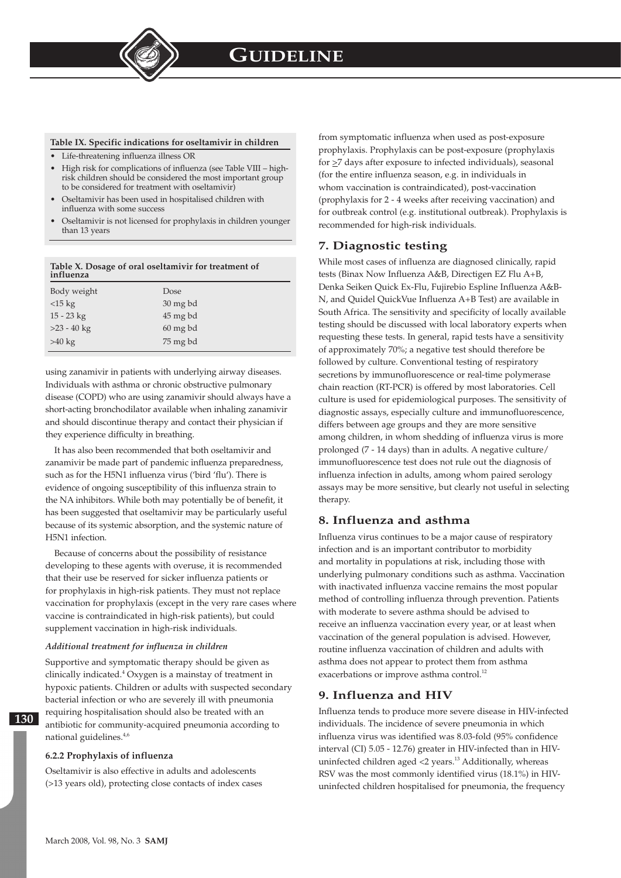**Table IX. Specific indications for oseltamivir in children**

- Life-threatening influenza illness OR
- High risk for complications of influenza (see Table VIII – high-risk children should be considered the most important group to be considered for treatment with oseltamivir)
- Oseltamivir has been used in hospitalised children with influenza with some success
- Oseltamivir is not licensed for prophylaxis in children younger than 13 years

**Table X. Dosage of oral oseltamivir for treatment of influenza**

| Body weight | Dose |
|---|---|
| <15 kg | 30 mg bd |
| 15 - 23 kg | 45 mg bd |
| >23 - 40 kg | 60 mg bd |
| >40 kg | 75 mg bd |

using zanamivir in patients with underlying airway diseases. Individuals with asthma or chronic obstructive pulmonary disease (COPD) who are using zanamivir should always have a short-acting bronchodilator available when inhaling zanamivir and should discontinue therapy and contact their physician if they experience difficulty in breathing.

It has also been recommended that both oseltamivir and zanamivir be made part of pandemic influenza preparedness, such as for the H5N1 influenza virus ('bird 'flu'). There is evidence of ongoing susceptibility of this influenza strain to the NA inhibitors. While both may potentially be of benefit, it has been suggested that oseltamivir may be particularly useful because of its systemic absorption, and the systemic nature of H5N1 infection.

Because of concerns about the possibility of resistance developing to these agents with overuse, it is recommended that their use be reserved for sicker influenza patients or for prophylaxis in high-risk patients. They must not replace vaccination for prophylaxis (except in the very rare cases where vaccine is contraindicated in high-risk patients), but could supplement vaccination in high-risk individuals.

*Additional treatment for influenza in children*

Supportive and symptomatic therapy should be given as clinically indicated.[4] Oxygen is a mainstay of treatment in hypoxic patients. Children or adults with suspected secondary bacterial infection or who are severely ill with pneumonia requiring hospitalisation should also be treated with an antibiotic for community-acquired pneumonia according to national guidelines.[4,6]

#### 6.2.2 Prophylaxis of influenza

Oseltamivir is also effective in adults and adolescents (>13 years old), protecting close contacts of index cases from symptomatic influenza when used as post-exposure prophylaxis. Prophylaxis can be post-exposure (prophylaxis for ≥7 days after exposure to infected individuals), seasonal (for the entire influenza season, e.g. in individuals in whom vaccination is contraindicated), post-vaccination (prophylaxis for 2 - 4 weeks after receiving vaccination) and for outbreak control (e.g. institutional outbreak). Prophylaxis is recommended for high-risk individuals.

## 7. Diagnostic testing

While most cases of influenza are diagnosed clinically, rapid tests (Binax Now Influenza A&B, Directigen EZ Flu A+B, Denka Seiken Quick Ex-Flu, Fujirebio Espline Influenza A&B-N, and Quidel QuickVue Influenza A+B Test) are available in South Africa. The sensitivity and specificity of locally available testing should be discussed with local laboratory experts when requesting these tests. In general, rapid tests have a sensitivity of approximately 70%; a negative test should therefore be followed by culture. Conventional testing of respiratory secretions by immunofluorescence or real-time polymerase chain reaction (RT-PCR) is offered by most laboratories. Cell culture is used for epidemiological purposes. The sensitivity of diagnostic assays, especially culture and immunofluorescence, differs between age groups and they are more sensitive among children, in whom shedding of influenza virus is more prolonged (7 - 14 days) than in adults. A negative culture/immunofluorescence test does not rule out the diagnosis of influenza infection in adults, among whom paired serology assays may be more sensitive, but clearly not useful in selecting therapy.

## 8. Influenza and asthma

Influenza virus continues to be a major cause of respiratory infection and is an important contributor to morbidity and mortality in populations at risk, including those with underlying pulmonary conditions such as asthma. Vaccination with inactivated influenza vaccine remains the most popular method of controlling influenza through prevention. Patients with moderate to severe asthma should be advised to receive an influenza vaccination every year, or at least when vaccination of the general population is advised. However, routine influenza vaccination of children and adults with asthma does not appear to protect them from asthma exacerbations or improve asthma control.[12]

## 9. Influenza and HIV

Influenza tends to produce more severe disease in HIV-infected individuals. The incidence of severe pneumonia in which influenza virus was identified was 8.03-fold (95% confidence interval (CI) 5.05 - 12.76) greater in HIV-infected than in HIV-uninfected children aged <2 years.[13] Additionally, whereas RSV was the most commonly identified virus (18.1%) in HIV-uninfected children hospitalised for pneumonia, the frequency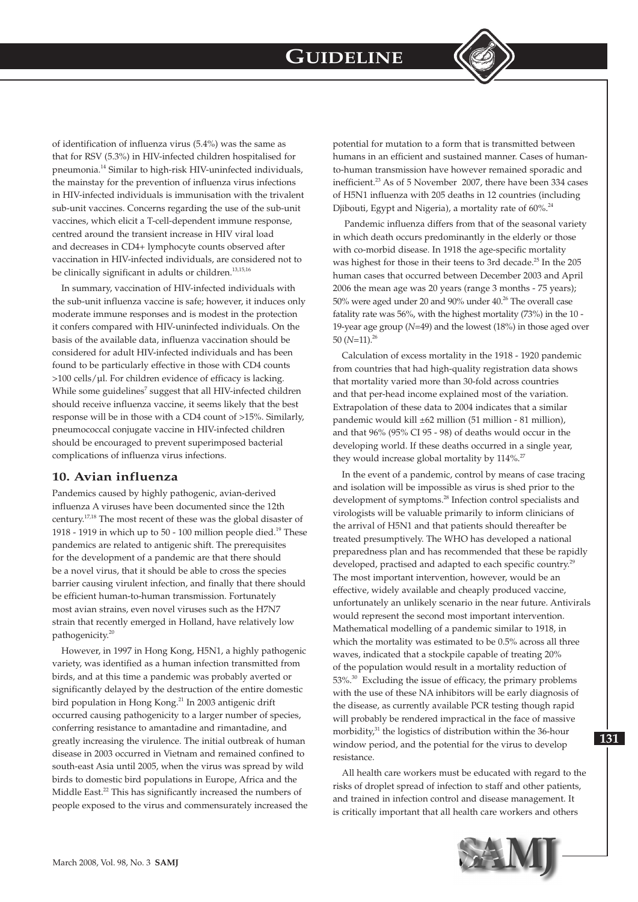of identification of influenza virus (5.4%) was the same as that for RSV (5.3%) in HIV-infected children hospitalised for pneumonia.[14] Similar to high-risk HIV-uninfected individuals, the mainstay for the prevention of influenza virus infections in HIV-infected individuals is immunisation with the trivalent sub-unit vaccines. Concerns regarding the use of the sub-unit vaccines, which elicit a T-cell-dependent immune response, centred around the transient increase in HIV viral load and decreases in CD4+ lymphocyte counts observed after vaccination in HIV-infected individuals, are considered not to be clinically significant in adults or children.[13,15,16]

In summary, vaccination of HIV-infected individuals with the sub-unit influenza vaccine is safe; however, it induces only moderate immune responses and is modest in the protection it confers compared with HIV-uninfected individuals. On the basis of the available data, influenza vaccination should be considered for adult HIV-infected individuals and has been found to be particularly effective in those with CD4 counts >100 cells/µl. For children evidence of efficacy is lacking. While some guidelines[7] suggest that all HIV-infected children should receive influenza vaccine, it seems likely that the best response will be in those with a CD4 count of >15%. Similarly, pneumococcal conjugate vaccine in HIV-infected children should be encouraged to prevent superimposed bacterial complications of influenza virus infections.

## 10. Avian influenza

Pandemics caused by highly pathogenic, avian-derived influenza A viruses have been documented since the 12th century.[17,18] The most recent of these was the global disaster of 1918 - 1919 in which up to 50 - 100 million people died.[19] These pandemics are related to antigenic shift. The prerequisites for the development of a pandemic are that there should be a novel virus, that it should be able to cross the species barrier causing virulent infection, and finally that there should be efficient human-to-human transmission. Fortunately most avian strains, even novel viruses such as the H7N7 strain that recently emerged in Holland, have relatively low pathogenicity.[20]

However, in 1997 in Hong Kong, H5N1, a highly pathogenic variety, was identified as a human infection transmitted from birds, and at this time a pandemic was probably averted or significantly delayed by the destruction of the entire domestic bird population in Hong Kong.[21] In 2003 antigenic drift occurred causing pathogenicity to a larger number of species, conferring resistance to amantadine and rimantadine, and greatly increasing the virulence. The initial outbreak of human disease in 2003 occurred in Vietnam and remained confined to south-east Asia until 2005, when the virus was spread by wild birds to domestic bird populations in Europe, Africa and the Middle East.[22] This has significantly increased the numbers of people exposed to the virus and commensurately increased the potential for mutation to a form that is transmitted between humans in an efficient and sustained manner. Cases of human-to-human transmission have however remained sporadic and inefficient.[23] As of 5 November 2007, there have been 334 cases of H5N1 influenza with 205 deaths in 12 countries (including Djibouti, Egypt and Nigeria), a mortality rate of 60%.[24]

Pandemic influenza differs from that of the seasonal variety in which death occurs predominantly in the elderly or those with co-morbid disease. In 1918 the age-specific mortality was highest for those in their teens to 3rd decade.[25] In the 205 human cases that occurred between December 2003 and April 2006 the mean age was 20 years (range 3 months - 75 years); 50% were aged under 20 and 90% under 40.[26] The overall case fatality rate was 56%, with the highest mortality (73%) in the 10 - 19-year age group ($N$=49) and the lowest (18%) in those aged over 50 ($N$=11).[26]

Calculation of excess mortality in the 1918 - 1920 pandemic from countries that had high-quality registration data shows that mortality varied more than 30-fold across countries and that per-head income explained most of the variation. Extrapolation of these data to 2004 indicates that a similar pandemic would kill ±62 million (51 million - 81 million), and that 96% (95% CI 95 - 98) of deaths would occur in the developing world. If these deaths occurred in a single year, they would increase global mortality by 114%.[27]

In the event of a pandemic, control by means of case tracing and isolation will be impossible as virus is shed prior to the development of symptoms.[28] Infection control specialists and virologists will be valuable primarily to inform clinicians of the arrival of H5N1 and that patients should thereafter be treated presumptively. The WHO has developed a national preparedness plan and has recommended that these be rapidly developed, practised and adapted to each specific country.[29] The most important intervention, however, would be an effective, widely available and cheaply produced vaccine, unfortunately an unlikely scenario in the near future. Antivirals would represent the second most important intervention. Mathematical modelling of a pandemic similar to 1918, in which the mortality was estimated to be 0.5% across all three waves, indicated that a stockpile capable of treating 20% of the population would result in a mortality reduction of 53%.[30] Excluding the issue of efficacy, the primary problems with the use of these NA inhibitors will be early diagnosis of the disease, as currently available PCR testing though rapid will probably be rendered impractical in the face of massive morbidity,[31] the logistics of distribution within the 36-hour window period, and the potential for the virus to develop resistance.

All health care workers must be educated with regard to the risks of droplet spread of infection to staff and other patients, and trained in infection control and disease management. It is critically important that all health care workers and others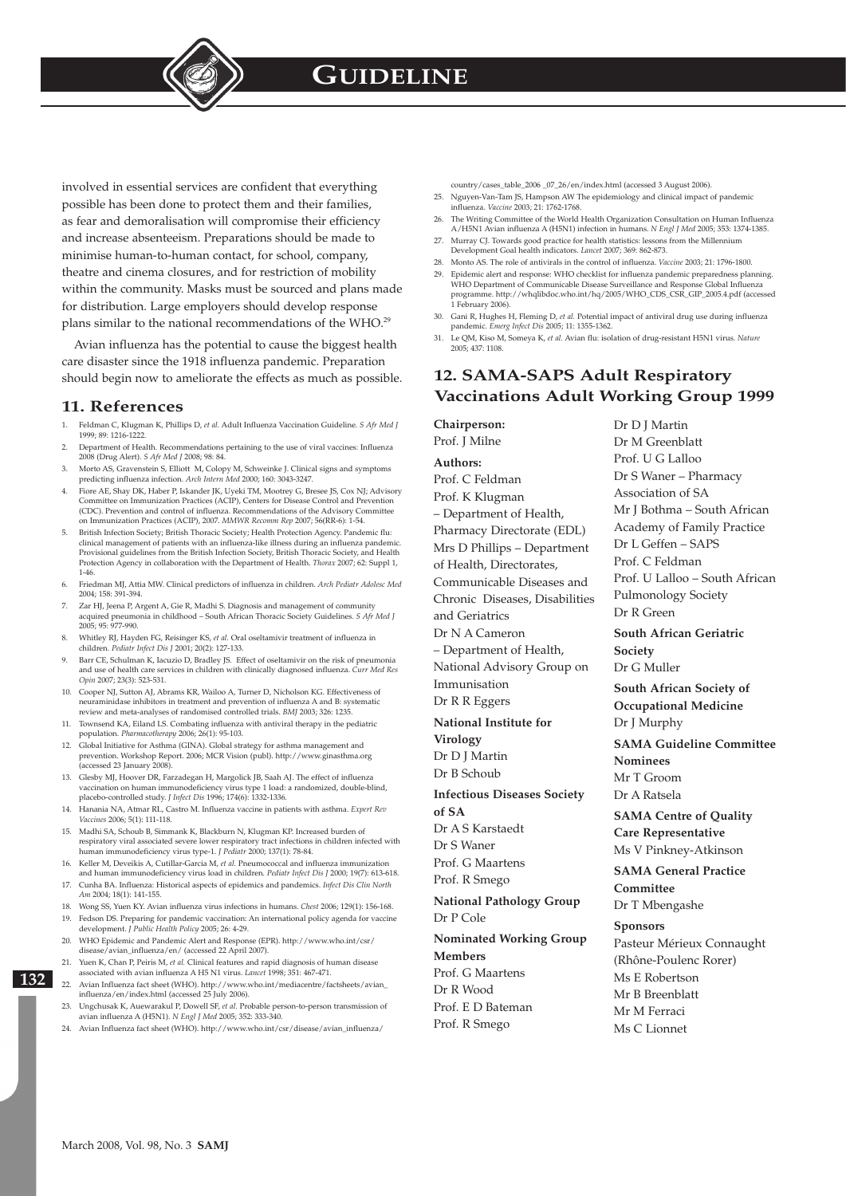involved in essential services are confident that everything possible has been done to protect them and their families, as fear and demoralisation will compromise their efficiency and increase absenteeism. Preparations should be made to minimise human-to-human contact, for school, company, theatre and cinema closures, and for restriction of mobility within the community. Masks must be sourced and plans made for distribution. Large employers should develop response plans similar to the national recommendations of the WHO.[29]

Avian influenza has the potential to cause the biggest health care disaster since the 1918 influenza pandemic. Preparation should begin now to ameliorate the effects as much as possible.

## 11. References

1. Feldman C, Klugman K, Phillips D, *et al.* Adult Influenza Vaccination Guideline. *S Afr Med J* 1999; 89: 1216-1222.
2. Department of Health. Recommendations pertaining to the use of viral vaccines: Influenza 2008 (Drug Alert). *S Afr Med J* 2008; 98: 84.
3. Morto AS, Gravenstein S, Elliott M, Colopy M, Schweinke J. Clinical signs and symptoms predicting influenza infection. *Arch Intern Med* 2000; 160: 3043-3247.
4. Fiore AE, Shay DK, Haber P, Iskander JK, Uyeki TM, Mootrey G, Bresee JS, Cox NJ; Advisory Committee on Immunization Practices (ACIP), Centers for Disease Control and Prevention (CDC). Prevention and control of influenza. Recommendations of the Advisory Committee on Immunization Practices (ACIP), 2007. *MMWR Recomm Rep* 2007; 56(RR-6): 1-54.
5. British Infection Society; British Thoracic Society; Health Protection Agency. Pandemic flu: clinical management of patients with an influenza-like illness during an influenza pandemic. Provisional guidelines from the British Infection Society, British Thoracic Society, and Health Protection Agency in collaboration with the Department of Health. *Thorax* 2007; 62: Suppl 1, 1-46.
6. Friedman MJ, Attia MW. Clinical predictors of influenza in children. *Arch Pediatr Adolesc Med* 2004; 158: 391-394.
7. Zar HJ, Jeena P, Argent A, Gie R, Madhi S. Diagnosis and management of community acquired pneumonia in childhood – South African Thoracic Society Guidelines. *S Afr Med J* 2005; 95: 977-990.
8. Whitley RJ, Hayden FG, Reisinger KS, *et al.* Oral oseltamivir treatment of influenza in children. *Pediatr Infect Dis J* 2001; 20(2): 127-133.
9. Barr CE, Schulman K, Iacuzio D, Bradley JS. Effect of oseltamivir on the risk of pneumonia and use of health care services in children with clinically diagnosed influenza. *Curr Med Res Opin* 2007; 23(3): 523-531.
10. Cooper NJ, Sutton AJ, Abrams KR, Wailoo A, Turner D, Nicholson KG. Effectiveness of neuraminidase inhibitors in treatment and prevention of influenza A and B: systematic review and meta-analyses of randomised controlled trials. *BMJ* 2003; 326: 1235.
11. Townsend KA, Eiland LS. Combating influenza with antiviral therapy in the pediatric population. *Pharmacotherapy* 2006; 26(1): 95-103.
12. Global Initiative for Asthma (GINA). Global strategy for asthma management and prevention. Workshop Report. 2006; MCR Vision (publ). http://www.ginasthma.org (accessed 23 January 2008).
13. Glesby MJ, Hoover DR, Farzadegan H, Margolick JB, Saah AJ. The effect of influenza vaccination on human immunodeficiency virus type 1 load: a randomized, double-blind, placebo-controlled study. *J Infect Dis* 1996; 174(6): 1332-1336.
14. Hanania NA, Atmar RL, Castro M. Influenza vaccine in patients with asthma. *Expert Rev Vaccines* 2006; 5(1): 111-118.
15. Madhi SA, Schoub B, Simmank K, Blackburn N, Klugman KP. Increased burden of respiratory viral associated severe lower respiratory tract infections in children infected with human immunodeficiency virus type-1. *J Pediatr* 2000; 137(1): 78-84.
16. Keller M, Deveikis A, Cutillar-Garcia M, *et al.* Pneumococcal and influenza immunization and human immunodeficiency virus load in children. *Pediatr Infect Dis J* 2000; 19(7): 613-618.
17. Cunha BA. Influenza: Historical aspects of epidemics and pandemics. *Infect Dis Clin North Am* 2004; 18(1): 141-155.
18. Wong SS, Yuen KY. Avian influenza virus infections in humans. *Chest* 2006; 129(1): 156-168.
19. Fedson DS. Preparing for pandemic vaccination: An international policy agenda for vaccine development. *J Public Health Policy* 2005; 26: 4-29.
20. WHO Epidemic and Pandemic Alert and Response (EPR). http://www.who.int/csr/disease/avian_influenza/en/ (accessed 22 April 2007).
21. Yuen K, Chan P, Peiris M, *et al.* Clinical features and rapid diagnosis of human disease associated with avian influenza A H5 N1 virus. *Lancet* 1998; 351: 467-471.
22. Avian Influenza fact sheet (WHO). http://www.who.int/mediacentre/factsheets/avian_influenza/en/index.html (accessed 25 July 2006).
23. Ungchusak K, Auewarakul P, Dowell SF, *et al.* Probable person-to-person transmission of avian influenza A (H5N1). *N Engl J Med* 2005; 352: 333-340.
24. Avian Influenza fact sheet (WHO). http://www.who.int/csr/disease/avian_influenza/country/cases_table_2006 _07_26/en/index.html (accessed 3 August 2006).
25. Nguyen-Van-Tam JS, Hampson AW The epidemiology and clinical impact of pandemic influenza. *Vaccine* 2003; 21: 1762-1768.
26. The Writing Committee of the World Health Organization Consultation on Human Influenza A/H5N1 Avian influenza A (H5N1) infection in humans. *N Engl J Med* 2005; 353: 1374-1385.
27. Murray CJ. Towards good practice for health statistics: lessons from the Millennium Development Goal health indicators. *Lancet* 2007; 369: 862-873.
28. Monto AS. The role of antivirals in the control of influenza. *Vaccine* 2003; 21: 1796-1800.
29. Epidemic alert and response: WHO checklist for influenza pandemic preparedness planning. WHO Department of Communicable Disease Surveillance and Response Global Influenza programme. http://whqlibdoc.who.int/hq/2005/WHO_CDS_CSR_GIP_2005.4.pdf (accessed 1 February 2006).
30. Gani R, Hughes H, Fleming D, *et al.* Potential impact of antiviral drug use during influenza pandemic. *Emerg Infect Dis* 2005; 11: 1355-1362.
31. Le QM, Kiso M, Someya K, *et al.* Avian flu: isolation of drug-resistant H5N1 virus. *Nature* 2005; 437: 1108.

## 12. SAMA-SAPS Adult Respiratory Vaccinations Adult Working Group 1999

**Chairperson:**
Prof. J Milne

**Authors:**
Prof. C Feldman
Prof. K Klugman
– Department of Health, Pharmacy Directorate (EDL)
Mrs D Phillips – Department of Health, Directorates, Communicable Diseases and Chronic Diseases, Disabilities and Geriatrics
Dr N A Cameron
– Department of Health, National Advisory Group on Immunisation
Dr R R Eggers

**National Institute for Virology**
Dr D J Martin
Dr B Schoub

**Infectious Diseases Society of SA**
Dr A S Karstaedt
Dr S Waner
Prof. G Maartens
Prof. R Smego

**National Pathology Group**
Dr P Cole

**Nominated Working Group Members**
Prof. G Maartens
Dr R Wood
Prof. E D Bateman
Prof. R Smego
Dr D J Martin
Dr M Greenblatt
Prof. U G Lalloo
Dr S Waner – Pharmacy Association of SA
Mr J Bothma – South African Academy of Family Practice
Dr L Geffen – SAPS
Prof. C Feldman
Prof. U Lalloo – South African Pulmonology Society
Dr R Green

**South African Geriatric Society**
Dr G Muller

**South African Society of Occupational Medicine**
Dr J Murphy

**SAMA Guideline Committee Nominees**
Mr T Groom
Dr A Ratsela

**SAMA Centre of Quality Care Representative**
Ms V Pinkney-Atkinson

**SAMA General Practice Committee**
Dr T Mbengashe

**Sponsors**
Pasteur Mérieux Connaught (Rhône-Poulenc Rorer)
Ms E Robertson
Mr B Breenblatt
Mr M Ferraci
Ms C Lionnet